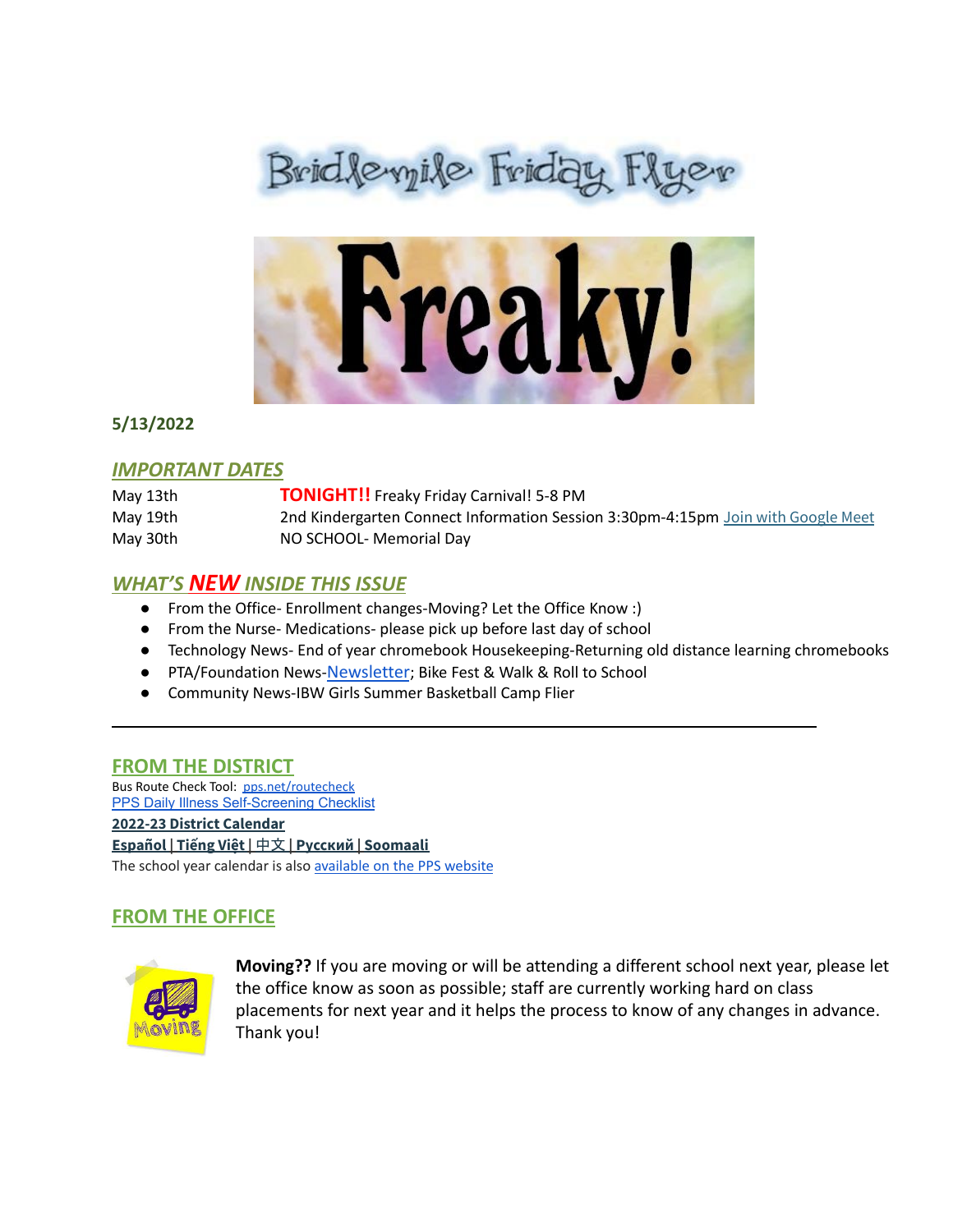# Bridlemile Friday Flyer

# Freaky!

**5/13/2022**

## *IMPORTANT DATES*

| | |
|---|---|
| May 13th | **TONIGHT!!** Freaky Friday Carnival! 5-8 PM |
| May 19th | 2nd Kindergarten Connect Information Session 3:30pm-4:15pm [Join with Google Meet] |
| May 30th | NO SCHOOL- Memorial Day |

## *WHAT'S **NEW** INSIDE THIS ISSUE*

- From the Office- Enrollment changes-Moving? Let the Office Know :)
- From the Nurse- Medications- please pick up before last day of school
- Technology News- End of year chromebook Housekeeping-Returning old distance learning chromebooks
- PTA/Foundation News-[Newsletter]; Bike Fest & Walk & Roll to School
- Community News-IBW Girls Summer Basketball Camp Flier

---

## FROM THE DISTRICT

Bus Route Check Tool: pps.net/routecheck
[PPS Daily Illness Self-Screening Checklist]
**2022-23 District Calendar**
**Español | Tiếng Việt | 中文 | Русский | Soomaali**
The school year calendar is also [available on the PPS website]

## FROM THE OFFICE

**Moving??** If you are moving or will be attending a different school next year, please let the office know as soon as possible; staff are currently working hard on class placements for next year and it helps the process to know of any changes in advance. Thank you!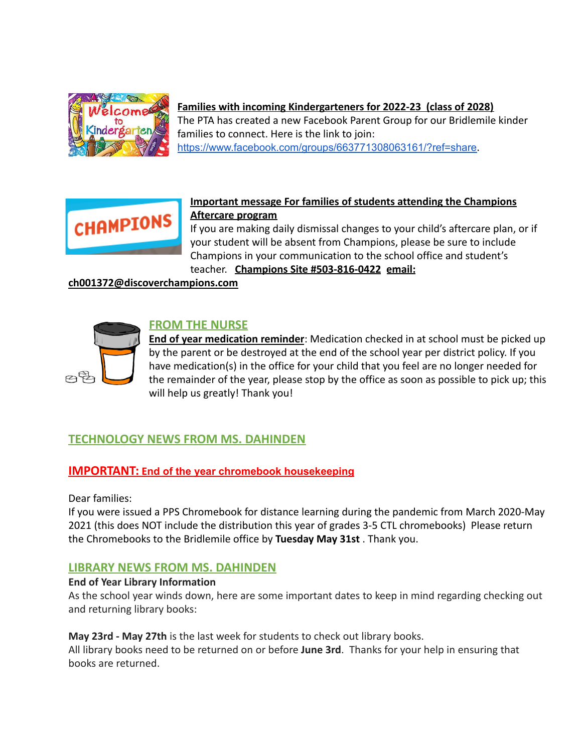**Families with incoming Kindergarteners for 2022-23 (class of 2028)**
The PTA has created a new Facebook Parent Group for our Bridlemile kinder families to connect. Here is the link to join: https://www.facebook.com/groups/663771308063161/?ref=share.

**Important message For families of students attending the Champions Aftercare program**
If you are making daily dismissal changes to your child's aftercare plan, or if your student will be absent from Champions, please be sure to include Champions in your communication to the school office and student's teacher. **Champions Site #503-816-0422 email: ch001372@discoverchampions.com**

## FROM THE NURSE

**End of year medication reminder**: Medication checked in at school must be picked up by the parent or be destroyed at the end of the school year per district policy. If you have medication(s) in the office for your child that you feel are no longer needed for the remainder of the year, please stop by the office as soon as possible to pick up; this will help us greatly! Thank you!

## TECHNOLOGY NEWS FROM MS. DAHINDEN

### IMPORTANT: End of the year chromebook housekeeping

Dear families:
If you were issued a PPS Chromebook for distance learning during the pandemic from March 2020-May 2021 (this does NOT include the distribution this year of grades 3-5 CTL chromebooks) Please return the Chromebooks to the Bridlemile office by **Tuesday May 31st** . Thank you.

## LIBRARY NEWS FROM MS. DAHINDEN

**End of Year Library Information**
As the school year winds down, here are some important dates to keep in mind regarding checking out and returning library books:

**May 23rd - May 27th** is the last week for students to check out library books.
All library books need to be returned on or before **June 3rd**. Thanks for your help in ensuring that books are returned.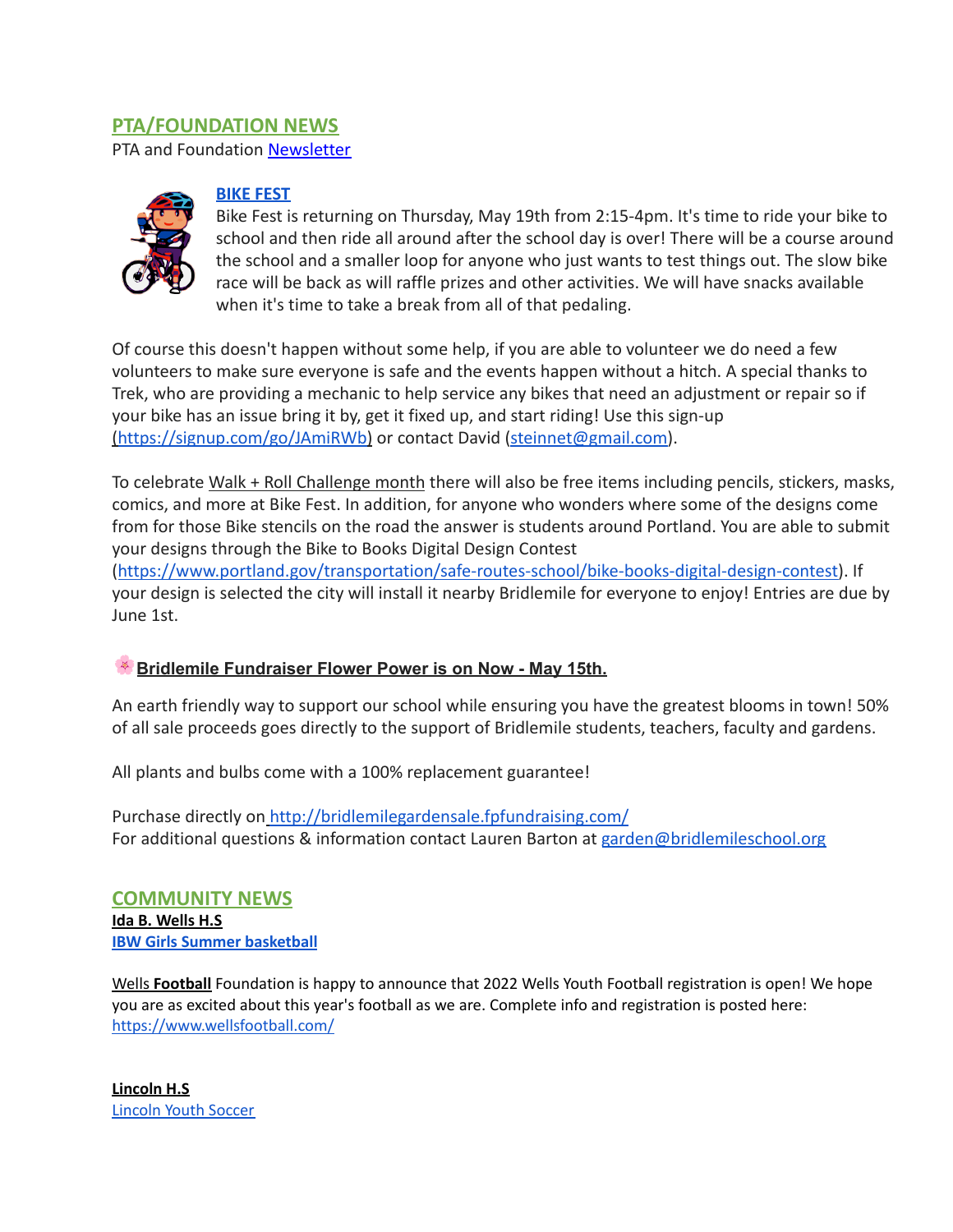## PTA/FOUNDATION NEWS

PTA and Foundation Newsletter

### BIKE FEST

Bike Fest is returning on Thursday, May 19th from 2:15-4pm. It's time to ride your bike to school and then ride all around after the school day is over! There will be a course around the school and a smaller loop for anyone who just wants to test things out. The slow bike race will be back as will raffle prizes and other activities. We will have snacks available when it's time to take a break from all of that pedaling.

Of course this doesn't happen without some help, if you are able to volunteer we do need a few volunteers to make sure everyone is safe and the events happen without a hitch. A special thanks to Trek, who are providing a mechanic to help service any bikes that need an adjustment or repair so if your bike has an issue bring it by, get it fixed up, and start riding! Use this sign-up (https://signup.com/go/JAmiRWb) or contact David (steinnet@gmail.com).

To celebrate Walk + Roll Challenge month there will also be free items including pencils, stickers, masks, comics, and more at Bike Fest. In addition, for anyone who wonders where some of the designs come from for those Bike stencils on the road the answer is students around Portland. You are able to submit your designs through the Bike to Books Digital Design Contest (https://www.portland.gov/transportation/safe-routes-school/bike-books-digital-design-contest). If your design is selected the city will install it nearby Bridlemile for everyone to enjoy! Entries are due by June 1st.

### 🌸 Bridlemile Fundraiser Flower Power is on Now - May 15th.

An earth friendly way to support our school while ensuring you have the greatest blooms in town! 50% of all sale proceeds goes directly to the support of Bridlemile students, teachers, faculty and gardens.

All plants and bulbs come with a 100% replacement guarantee!

Purchase directly on http://bridlemilegardensale.fpfundraising.com/
For additional questions & information contact Lauren Barton at garden@bridlemileschool.org

## COMMUNITY NEWS

**Ida B. Wells H.S**
**IBW Girls Summer basketball**

Wells **Football** Foundation is happy to announce that 2022 Wells Youth Football registration is open! We hope you are as excited about this year's football as we are. Complete info and registration is posted here: https://www.wellsfootball.com/

**Lincoln H.S**
Lincoln Youth Soccer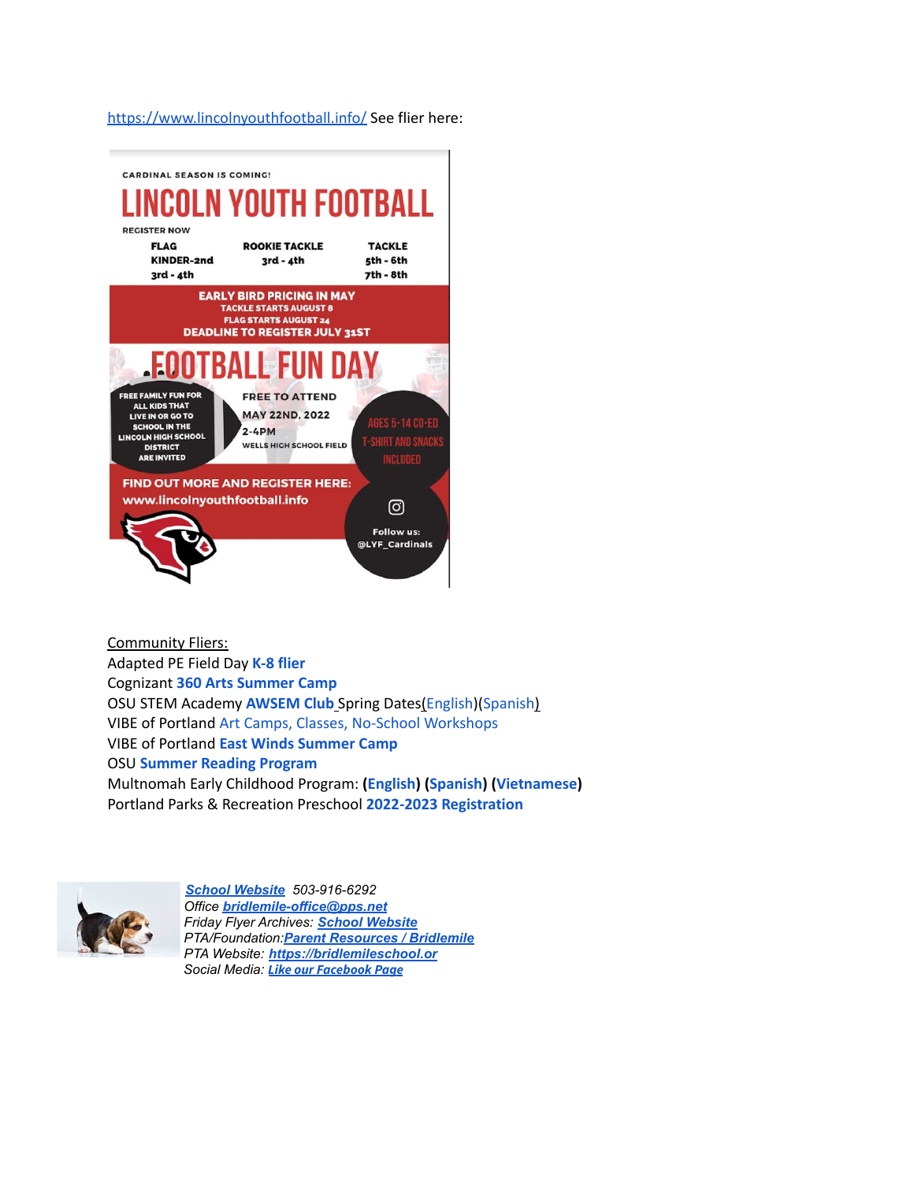https://www.lincolnyouthfootball.info/ See flier here:

CARDINAL SEASON IS COMING!

# LINCOLN YOUTH FOOTBALL

REGISTER NOW

| FLAG | ROOKIE TACKLE | TACKLE |
|---|---|---|
| KINDER-2nd | 3rd - 4th | 5th - 6th |
| 3rd - 4th | | 7th - 8th |

**EARLY BIRD PRICING IN MAY**
TACKLE STARTS AUGUST 8
FLAG STARTS AUGUST 24
**DEADLINE TO REGISTER JULY 31ST**

## FOOTBALL FUN DAY

FREE FAMILY FUN FOR ALL KIDS THAT LIVE IN OR GO TO SCHOOL IN THE LINCOLN HIGH SCHOOL DISTRICT ARE INVITED

FREE TO ATTEND
MAY 22ND, 2022
2-4PM
WELLS HIGH SCHOOL FIELD

AGES 5-14 CO-ED
T-SHIRT AND SNACKS INCLUDED

FIND OUT MORE AND REGISTER HERE:
www.lincolnyouthfootball.info

Follow us:
@LYF_Cardinals

Community Fliers:
Adapted PE Field Day **K-8 flier**
Cognizant **360 Arts Summer Camp**
OSU STEM Academy **AWSEM Club** Spring Dates(English)(Spanish)
VIBE of Portland Art Camps, Classes, No-School Workshops
VIBE of Portland **East Winds Summer Camp**
OSU **Summer Reading Program**
Multnomah Early Childhood Program: **(English) (Spanish) (Vietnamese)**
Portland Parks & Recreation Preschool **2022-2023 Registration**

*School Website* *503-916-6292*
*Office bridlemile-office@pps.net*
*Friday Flyer Archives: School Website*
*PTA/Foundation: Parent Resources / Bridlemile*
*PTA Website: https://bridlemileschool.or*
*Social Media: Like our Facebook Page*